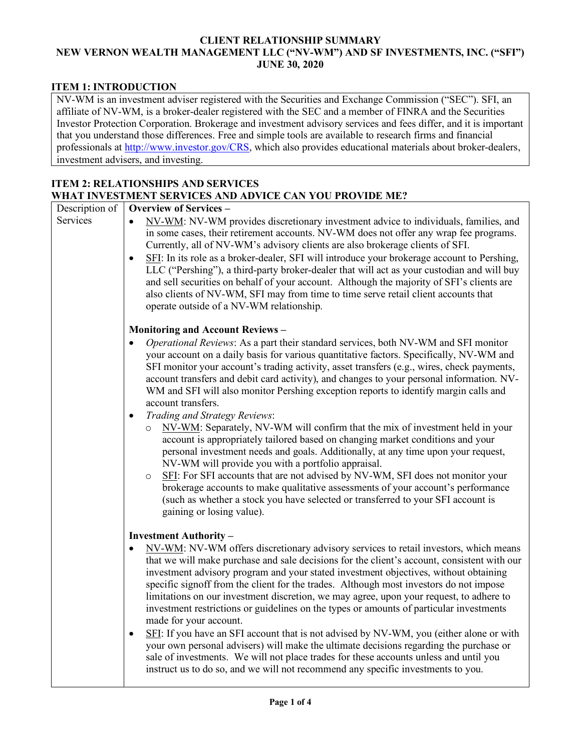# CLIENT RELATIONSHIP SUMMARY
## NEW VERNON WEALTH MANAGEMENT LLC ("NV-WM") AND SF INVESTMENTS, INC. ("SFI")
## JUNE 30, 2020

## ITEM 1: INTRODUCTION

NV-WM is an investment adviser registered with the Securities and Exchange Commission ("SEC"). SFI, an affiliate of NV-WM, is a broker-dealer registered with the SEC and a member of FINRA and the Securities Investor Protection Corporation. Brokerage and investment advisory services and fees differ, and it is important that you understand those differences. Free and simple tools are available to research firms and financial professionals at http://www.investor.gov/CRS, which also provides educational materials about broker-dealers, investment advisers, and investing.

## ITEM 2: RELATIONSHIPS AND SERVICES
## WHAT INVESTMENT SERVICES AND ADVICE CAN YOU PROVIDE ME?

**Description of Services**

**Overview of Services –**

- NV-WM: NV-WM provides discretionary investment advice to individuals, families, and in some cases, their retirement accounts. NV-WM does not offer any wrap fee programs. Currently, all of NV-WM's advisory clients are also brokerage clients of SFI.
- SFI: In its role as a broker-dealer, SFI will introduce your brokerage account to Pershing, LLC ("Pershing"), a third-party broker-dealer that will act as your custodian and will buy and sell securities on behalf of your account. Although the majority of SFI's clients are also clients of NV-WM, SFI may from time to time serve retail client accounts that operate outside of a NV-WM relationship.

**Monitoring and Account Reviews –**

- *Operational Reviews*: As a part their standard services, both NV-WM and SFI monitor your account on a daily basis for various quantitative factors. Specifically, NV-WM and SFI monitor your account's trading activity, asset transfers (e.g., wires, check payments, account transfers and debit card activity), and changes to your personal information. NV-WM and SFI will also monitor Pershing exception reports to identify margin calls and account transfers.
- *Trading and Strategy Reviews*:
  - NV-WM: Separately, NV-WM will confirm that the mix of investment held in your account is appropriately tailored based on changing market conditions and your personal investment needs and goals. Additionally, at any time upon your request, NV-WM will provide you with a portfolio appraisal.
  - SFI: For SFI accounts that are not advised by NV-WM, SFI does not monitor your brokerage accounts to make qualitative assessments of your account's performance (such as whether a stock you have selected or transferred to your SFI account is gaining or losing value).

**Investment Authority –**

- NV-WM: NV-WM offers discretionary advisory services to retail investors, which means that we will make purchase and sale decisions for the client's account, consistent with our investment advisory program and your stated investment objectives, without obtaining specific signoff from the client for the trades. Although most investors do not impose limitations on our investment discretion, we may agree, upon your request, to adhere to investment restrictions or guidelines on the types or amounts of particular investments made for your account.
- SFI: If you have an SFI account that is not advised by NV-WM, you (either alone or with your own personal advisers) will make the ultimate decisions regarding the purchase or sale of investments. We will not place trades for these accounts unless and until you instruct us to do so, and we will not recommend any specific investments to you.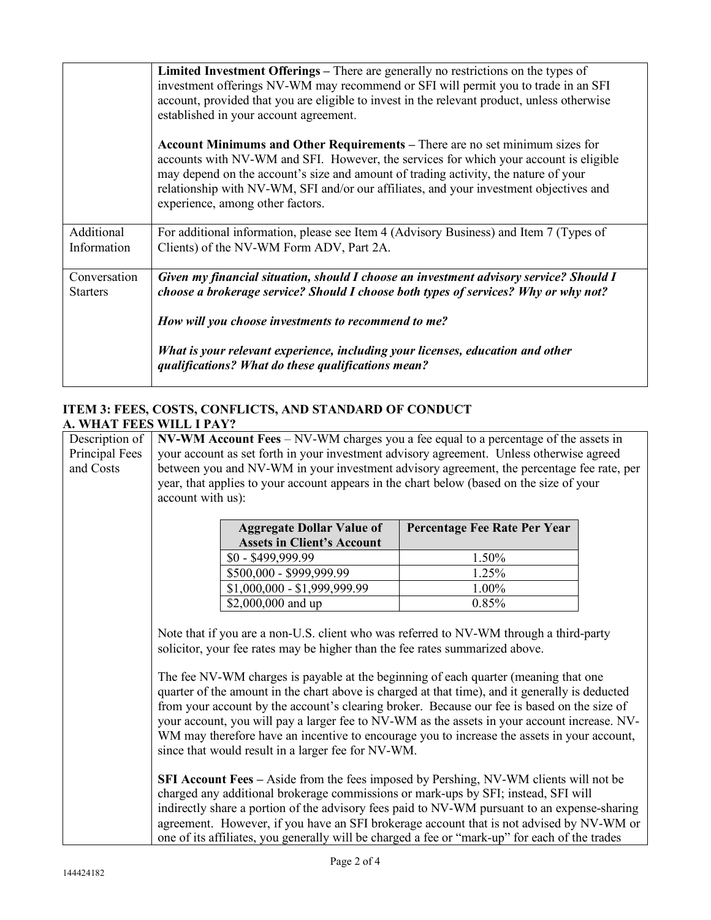| | |
|---|---|
| | **Limited Investment Offerings –** There are generally no restrictions on the types of investment offerings NV-WM may recommend or SFI will permit you to trade in an SFI account, provided that you are eligible to invest in the relevant product, unless otherwise established in your account agreement.<br><br>**Account Minimums and Other Requirements –** There are no set minimum sizes for accounts with NV-WM and SFI. However, the services for which your account is eligible may depend on the account's size and amount of trading activity, the nature of your relationship with NV-WM, SFI and/or our affiliates, and your investment objectives and experience, among other factors. |
| Additional Information | For additional information, please see Item 4 (Advisory Business) and Item 7 (Types of Clients) of the NV-WM Form ADV, Part 2A. |
| Conversation Starters | ***Given my financial situation, should I choose an investment advisory service? Should I choose a brokerage service? Should I choose both types of services? Why or why not?***<br><br>***How will you choose investments to recommend to me?***<br><br>***What is your relevant experience, including your licenses, education and other qualifications? What do these qualifications mean?*** |

## ITEM 3: FEES, COSTS, CONFLICTS, AND STANDARD OF CONDUCT

### A. WHAT FEES WILL I PAY?

**Description of Principal Fees and Costs**

**NV-WM Account Fees** – NV-WM charges you a fee equal to a percentage of the assets in your account as set forth in your investment advisory agreement. Unless otherwise agreed between you and NV-WM in your investment advisory agreement, the percentage fee rate, per year, that applies to your account appears in the chart below (based on the size of your account with us):

| Aggregate Dollar Value of Assets in Client's Account | Percentage Fee Rate Per Year |
|---|---|
| $0 - $499,999.99 | 1.50% |
| $500,000 - $999,999.99 | 1.25% |
| $1,000,000 - $1,999,999.99 | 1.00% |
| $2,000,000 and up | 0.85% |

Note that if you are a non-U.S. client who was referred to NV-WM through a third-party solicitor, your fee rates may be higher than the fee rates summarized above.

The fee NV-WM charges is payable at the beginning of each quarter (meaning that one quarter of the amount in the chart above is charged at that time), and it generally is deducted from your account by the account's clearing broker. Because our fee is based on the size of your account, you will pay a larger fee to NV-WM as the assets in your account increase. NV-WM may therefore have an incentive to encourage you to increase the assets in your account, since that would result in a larger fee for NV-WM.

**SFI Account Fees –** Aside from the fees imposed by Pershing, NV-WM clients will not be charged any additional brokerage commissions or mark-ups by SFI; instead, SFI will indirectly share a portion of the advisory fees paid to NV-WM pursuant to an expense-sharing agreement. However, if you have an SFI brokerage account that is not advised by NV-WM or one of its affiliates, you generally will be charged a fee or "mark-up" for each of the trades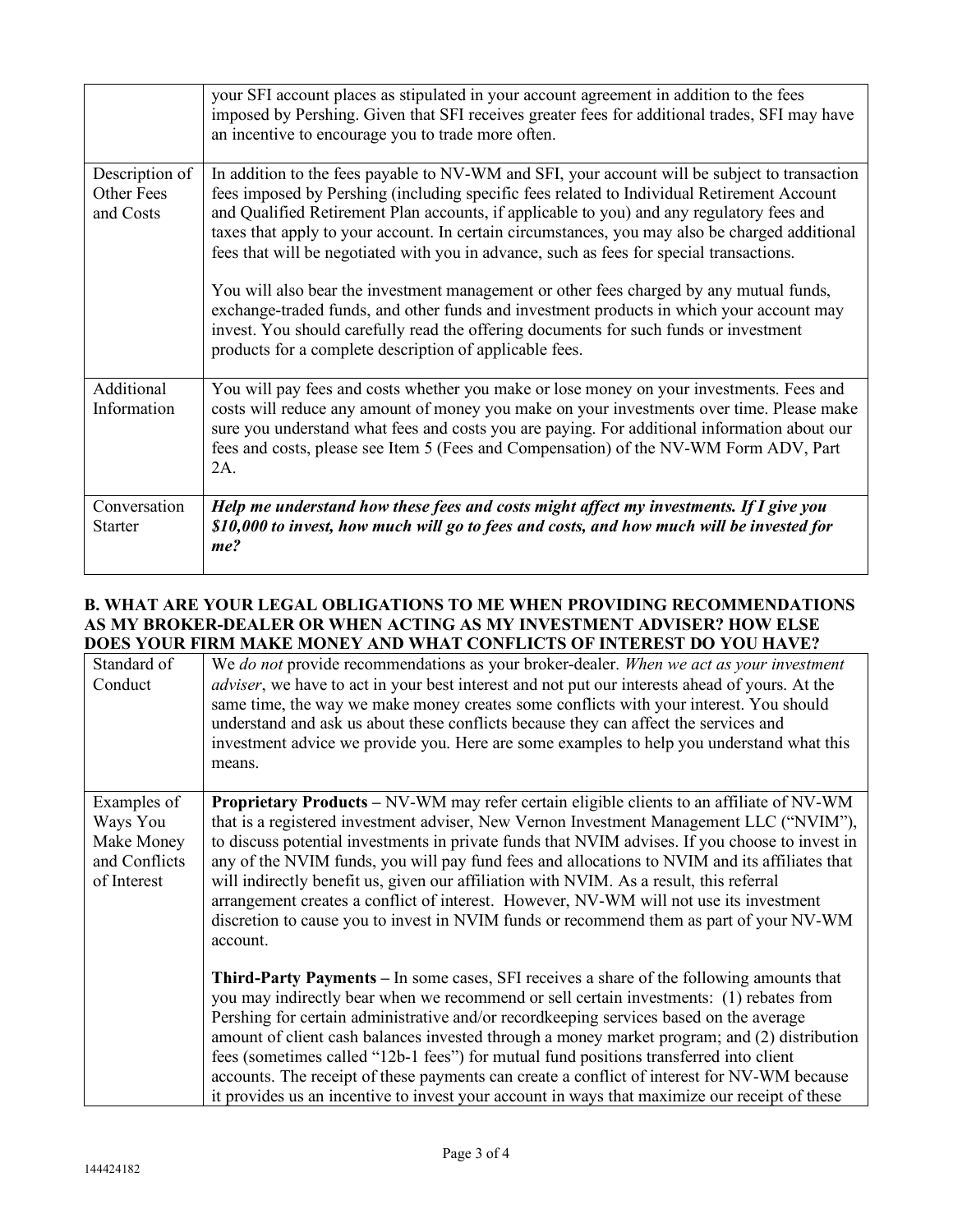|  |  |
| --- | --- |
|  | your SFI account places as stipulated in your account agreement in addition to the fees imposed by Pershing. Given that SFI receives greater fees for additional trades, SFI may have an incentive to encourage you to trade more often. |
| Description of Other Fees and Costs | In addition to the fees payable to NV-WM and SFI, your account will be subject to transaction fees imposed by Pershing (including specific fees related to Individual Retirement Account and Qualified Retirement Plan accounts, if applicable to you) and any regulatory fees and taxes that apply to your account. In certain circumstances, you may also be charged additional fees that will be negotiated with you in advance, such as fees for special transactions.<br><br>You will also bear the investment management or other fees charged by any mutual funds, exchange-traded funds, and other funds and investment products in which your account may invest. You should carefully read the offering documents for such funds or investment products for a complete description of applicable fees. |
| Additional Information | You will pay fees and costs whether you make or lose money on your investments. Fees and costs will reduce any amount of money you make on your investments over time. Please make sure you understand what fees and costs you are paying. For additional information about our fees and costs, please see Item 5 (Fees and Compensation) of the NV-WM Form ADV, Part 2A. |
| Conversation Starter | ***Help me understand how these fees and costs might affect my investments. If I give you $10,000 to invest, how much will go to fees and costs, and how much will be invested for me?*** |

**B. WHAT ARE YOUR LEGAL OBLIGATIONS TO ME WHEN PROVIDING RECOMMENDATIONS AS MY BROKER-DEALER OR WHEN ACTING AS MY INVESTMENT ADVISER? HOW ELSE DOES YOUR FIRM MAKE MONEY AND WHAT CONFLICTS OF INTEREST DO YOU HAVE?**

|  |  |
| --- | --- |
| Standard of Conduct | We *do not* provide recommendations as your broker-dealer. *When we act as your investment adviser*, we have to act in your best interest and not put our interests ahead of yours. At the same time, the way we make money creates some conflicts with your interest. You should understand and ask us about these conflicts because they can affect the services and investment advice we provide you. Here are some examples to help you understand what this means. |
| Examples of Ways You Make Money and Conflicts of Interest | **Proprietary Products –** NV-WM may refer certain eligible clients to an affiliate of NV-WM that is a registered investment adviser, New Vernon Investment Management LLC ("NVIM"), to discuss potential investments in private funds that NVIM advises. If you choose to invest in any of the NVIM funds, you will pay fund fees and allocations to NVIM and its affiliates that will indirectly benefit us, given our affiliation with NVIM. As a result, this referral arrangement creates a conflict of interest. However, NV-WM will not use its investment discretion to cause you to invest in NVIM funds or recommend them as part of your NV-WM account.<br><br>**Third-Party Payments –** In some cases, SFI receives a share of the following amounts that you may indirectly bear when we recommend or sell certain investments: (1) rebates from Pershing for certain administrative and/or recordkeeping services based on the average amount of client cash balances invested through a money market program; and (2) distribution fees (sometimes called "12b-1 fees") for mutual fund positions transferred into client accounts. The receipt of these payments can create a conflict of interest for NV-WM because it provides us an incentive to invest your account in ways that maximize our receipt of these |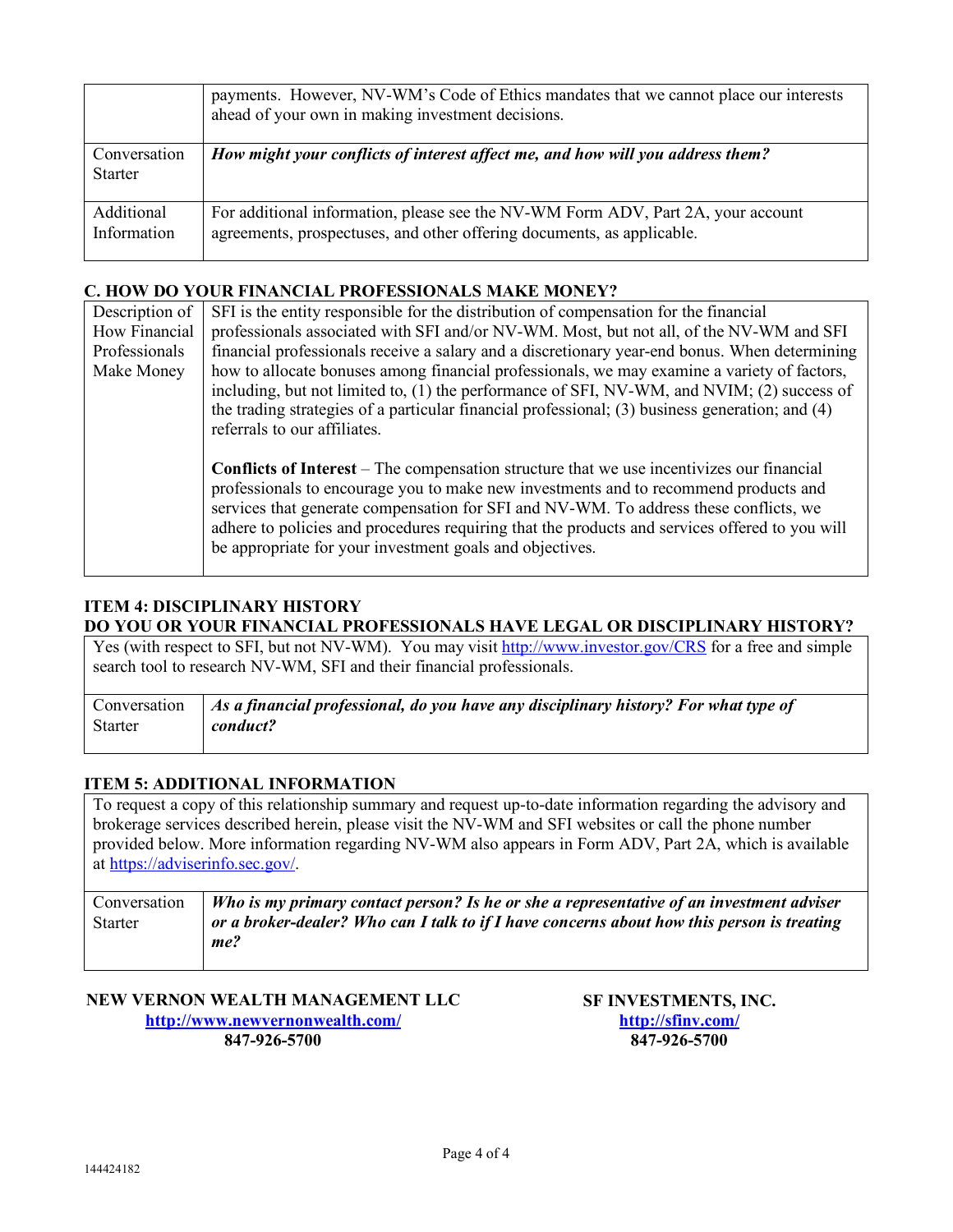| | |
|---|---|
| | payments. However, NV-WM's Code of Ethics mandates that we cannot place our interests ahead of your own in making investment decisions. |
| Conversation Starter | ***How might your conflicts of interest affect me, and how will you address them?*** |
| Additional Information | For additional information, please see the NV-WM Form ADV, Part 2A, your account agreements, prospectuses, and other offering documents, as applicable. |

### C. HOW DO YOUR FINANCIAL PROFESSIONALS MAKE MONEY?

| | |
|---|---|
| Description of How Financial Professionals Make Money | SFI is the entity responsible for the distribution of compensation for the financial professionals associated with SFI and/or NV-WM. Most, but not all, of the NV-WM and SFI financial professionals receive a salary and a discretionary year-end bonus. When determining how to allocate bonuses among financial professionals, we may examine a variety of factors, including, but not limited to, (1) the performance of SFI, NV-WM, and NVIM; (2) success of the trading strategies of a particular financial professional; (3) business generation; and (4) referrals to our affiliates.<br><br>**Conflicts of Interest** – The compensation structure that we use incentivizes our financial professionals to encourage you to make new investments and to recommend products and services that generate compensation for SFI and NV-WM. To address these conflicts, we adhere to policies and procedures requiring that the products and services offered to you will be appropriate for your investment goals and objectives. |

## ITEM 4: DISCIPLINARY HISTORY

### DO YOU OR YOUR FINANCIAL PROFESSIONALS HAVE LEGAL OR DISCIPLINARY HISTORY?

| | |
|---|---|
| Yes (with respect to SFI, but not NV-WM). You may visit http://www.investor.gov/CRS for a free and simple search tool to research NV-WM, SFI and their financial professionals. | |
| Conversation Starter | ***As a financial professional, do you have any disciplinary history? For what type of conduct?*** |

## ITEM 5: ADDITIONAL INFORMATION

| | |
|---|---|
| To request a copy of this relationship summary and request up-to-date information regarding the advisory and brokerage services described herein, please visit the NV-WM and SFI websites or call the phone number provided below. More information regarding NV-WM also appears in Form ADV, Part 2A, which is available at https://adviserinfo.sec.gov/. | |
| Conversation Starter | ***Who is my primary contact person? Is he or she a representative of an investment adviser or a broker-dealer? Who can I talk to if I have concerns about how this person is treating me?*** |

**NEW VERNON WEALTH MANAGEMENT LLC**
**http://www.newvernonwealth.com/**
**847-926-5700**

**SF INVESTMENTS, INC.**
**http://sfinv.com/**
**847-926-5700**

144424182